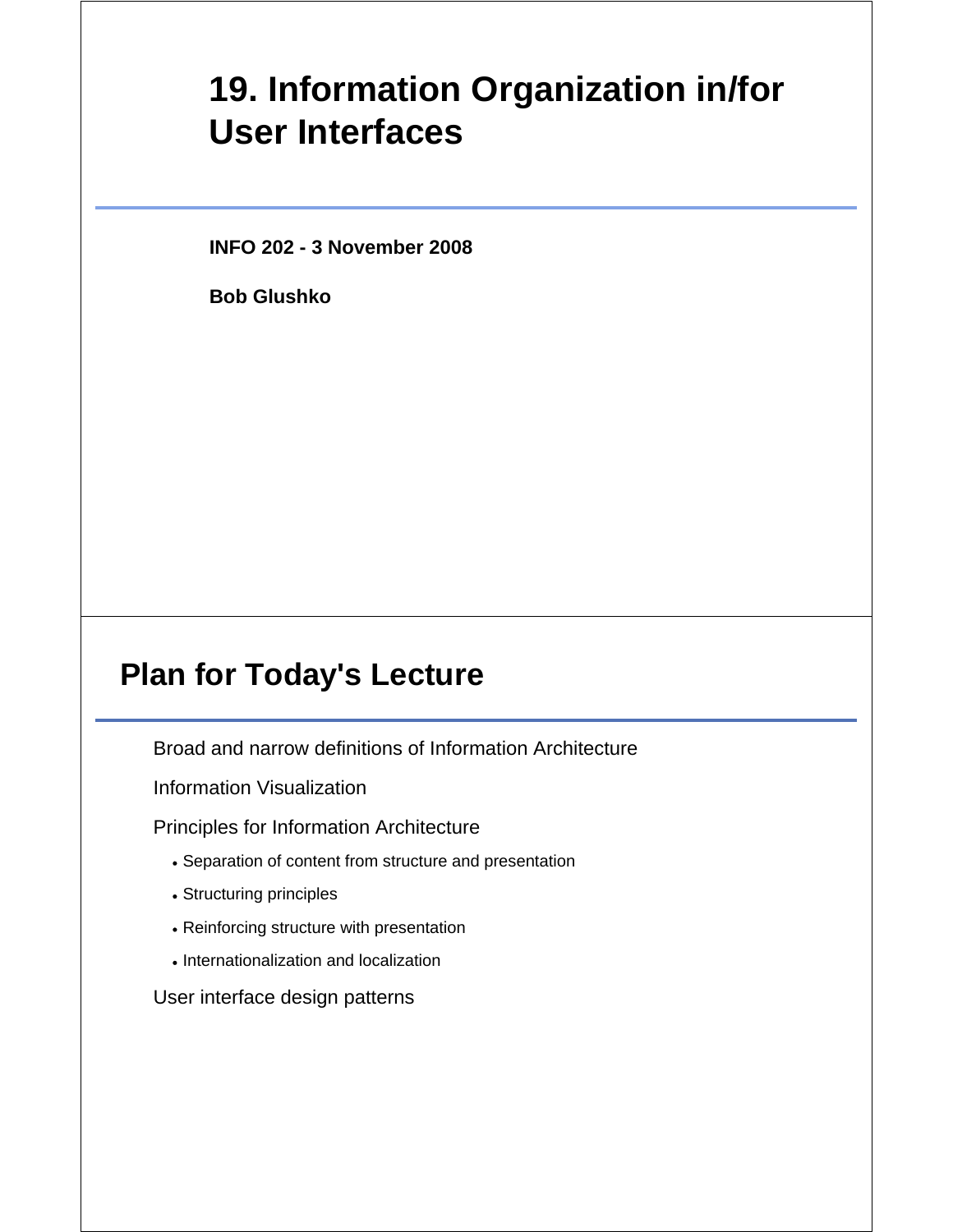# 19. Information Organization in/for User Interfaces

**INFO 202 - 3 November 2008**

**Bob Glushko**

## Plan for Today's Lecture

Broad and narrow definitions of Information Architecture

Information Visualization

Principles for Information Architecture

- Separation of content from structure and presentation
- Structuring principles
- Reinforcing structure with presentation
- Internationalization and localization

User interface design patterns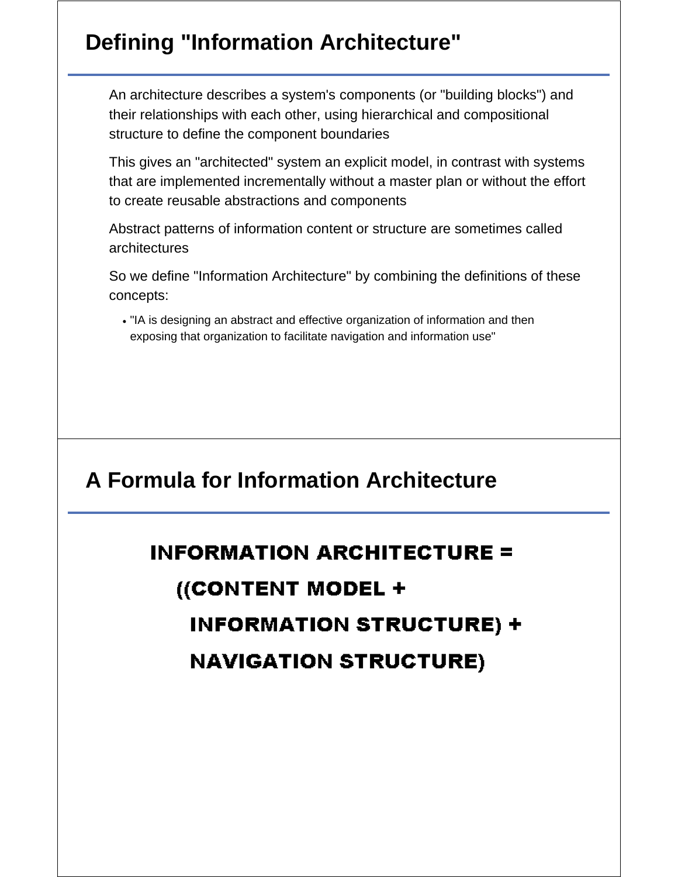## Defining "Information Architecture"

An architecture describes a system's components (or "building blocks") and their relationships with each other, using hierarchical and compositional structure to define the component boundaries

This gives an "architected" system an explicit model, in contrast with systems that are implemented incrementally without a master plan or without the effort to create reusable abstractions and components

Abstract patterns of information content or structure are sometimes called architectures

So we define "Information Architecture" by combining the definitions of these concepts:

- "IA is designing an abstract and effective organization of information and then exposing that organization to facilitate navigation and information use"

## A Formula for Information Architecture

**INFORMATION ARCHITECTURE =**

**((CONTENT MODEL +**

**INFORMATION STRUCTURE) +**

**NAVIGATION STRUCTURE)**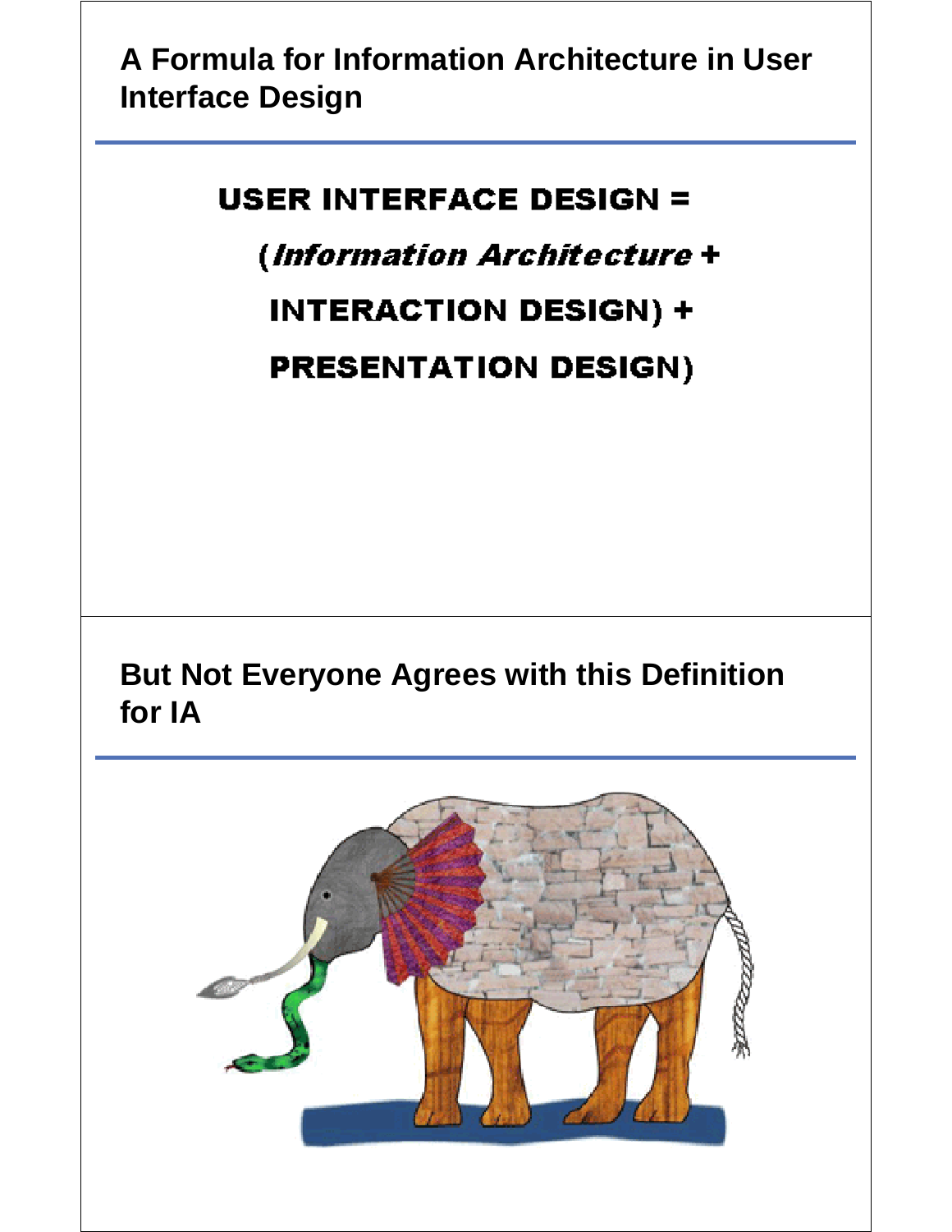## A Formula for Information Architecture in User Interface Design

**USER INTERFACE DESIGN =**

**(*Information Architecture* +**

**INTERACTION DESIGN) +**

**PRESENTATION DESIGN)**

## But Not Everyone Agrees with this Definition for IA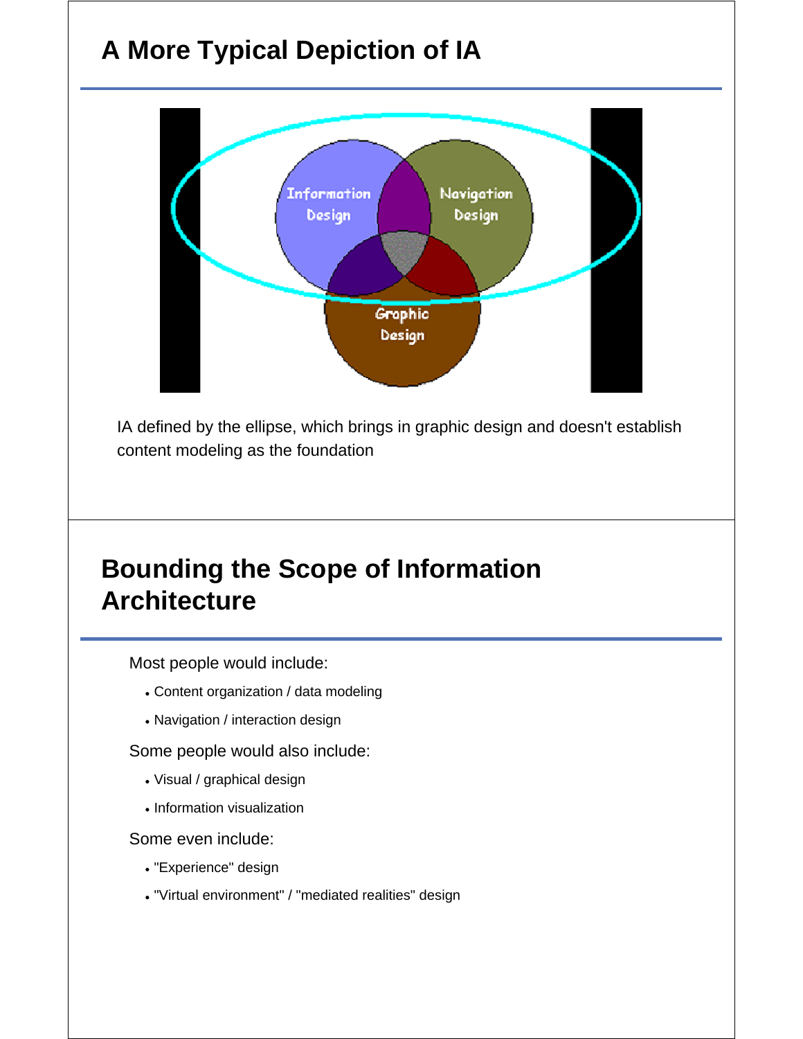## A More Typical Depiction of IA

IA defined by the ellipse, which brings in graphic design and doesn't establish content modeling as the foundation

## Bounding the Scope of Information Architecture

Most people would include:

- Content organization / data modeling
- Navigation / interaction design

Some people would also include:

- Visual / graphical design
- Information visualization

Some even include:

- "Experience" design
- "Virtual environment" / "mediated realities" design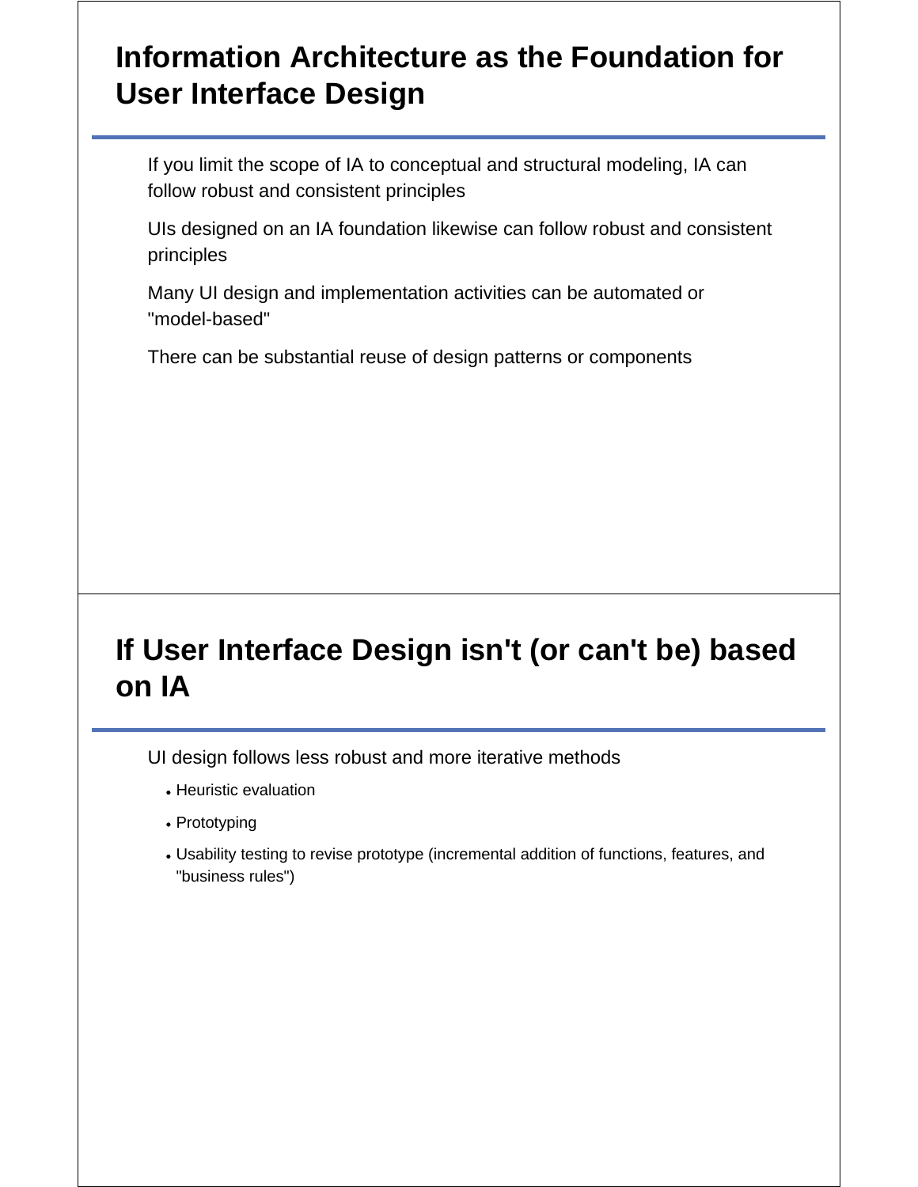## Information Architecture as the Foundation for User Interface Design

If you limit the scope of IA to conceptual and structural modeling, IA can follow robust and consistent principles

UIs designed on an IA foundation likewise can follow robust and consistent principles

Many UI design and implementation activities can be automated or "model-based"

There can be substantial reuse of design patterns or components

## If User Interface Design isn't (or can't be) based on IA

UI design follows less robust and more iterative methods

- Heuristic evaluation
- Prototyping
- Usability testing to revise prototype (incremental addition of functions, features, and "business rules")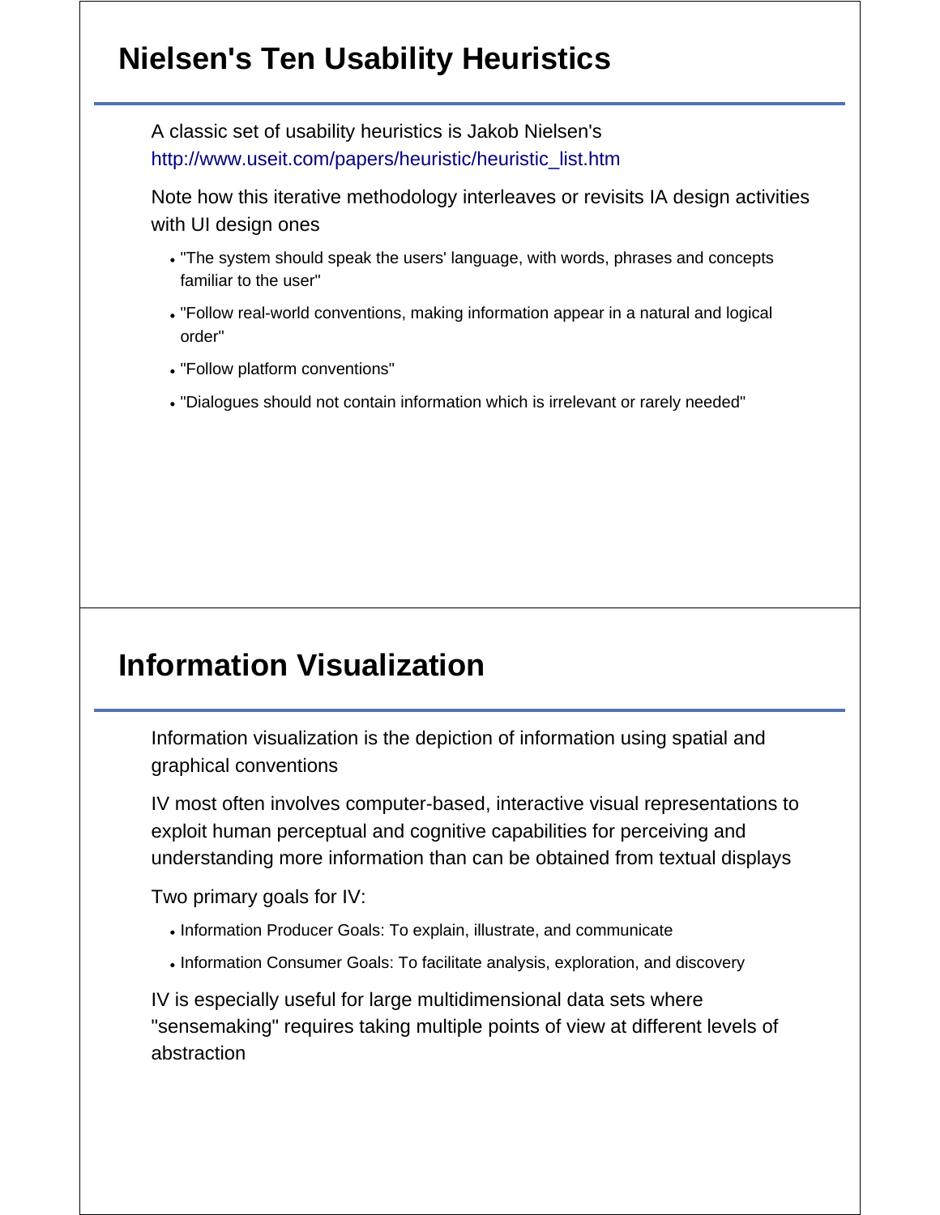# Nielsen's Ten Usability Heuristics

A classic set of usability heuristics is Jakob Nielsen's http://www.useit.com/papers/heuristic/heuristic_list.htm

Note how this iterative methodology interleaves or revisits IA design activities with UI design ones

- "The system should speak the users' language, with words, phrases and concepts familiar to the user"
- "Follow real-world conventions, making information appear in a natural and logical order"
- "Follow platform conventions"
- "Dialogues should not contain information which is irrelevant or rarely needed"

# Information Visualization

Information visualization is the depiction of information using spatial and graphical conventions

IV most often involves computer-based, interactive visual representations to exploit human perceptual and cognitive capabilities for perceiving and understanding more information than can be obtained from textual displays

Two primary goals for IV:

- Information Producer Goals: To explain, illustrate, and communicate
- Information Consumer Goals: To facilitate analysis, exploration, and discovery

IV is especially useful for large multidimensional data sets where "sensemaking" requires taking multiple points of view at different levels of abstraction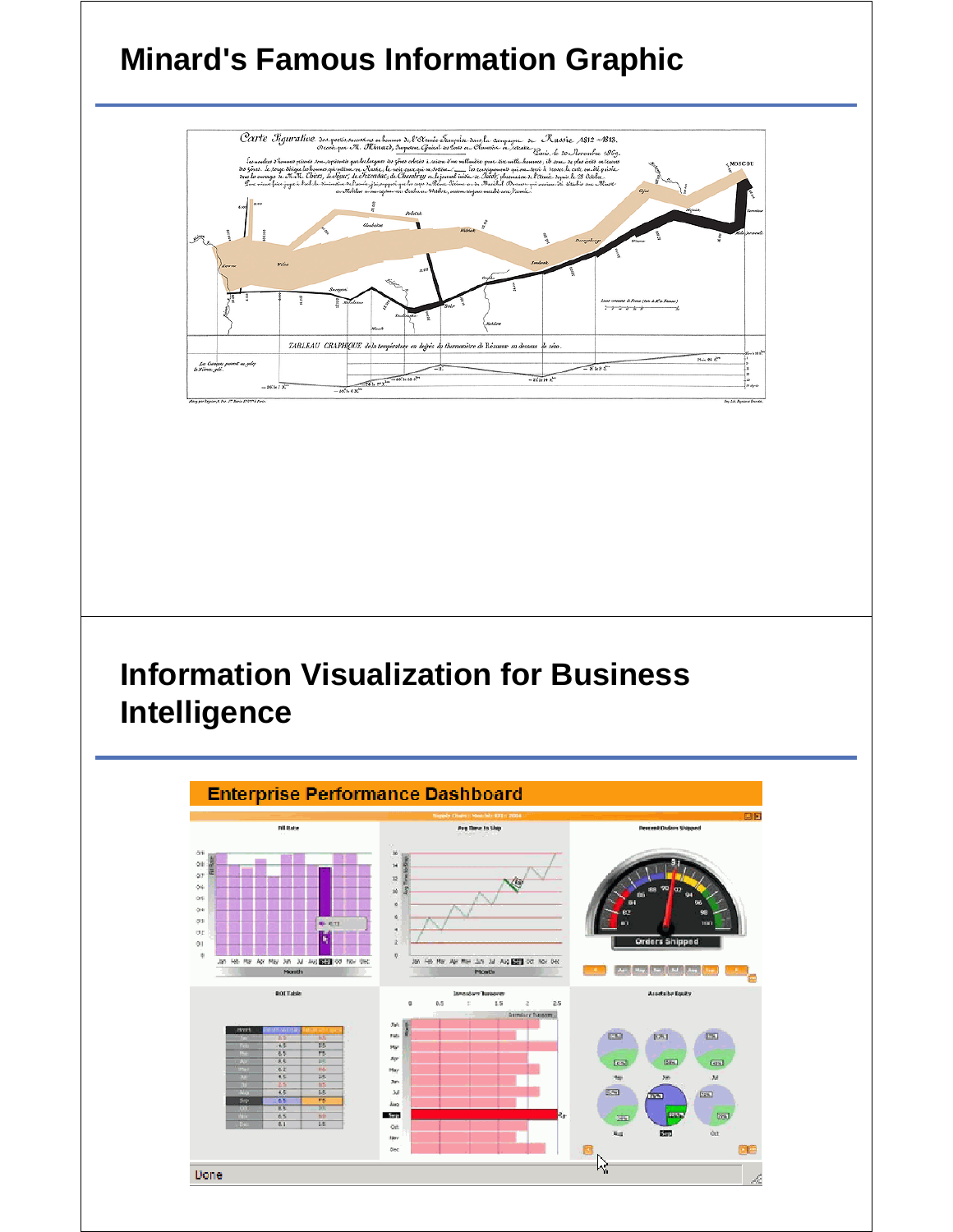# Minard's Famous Information Graphic

# Information Visualization for Business Intelligence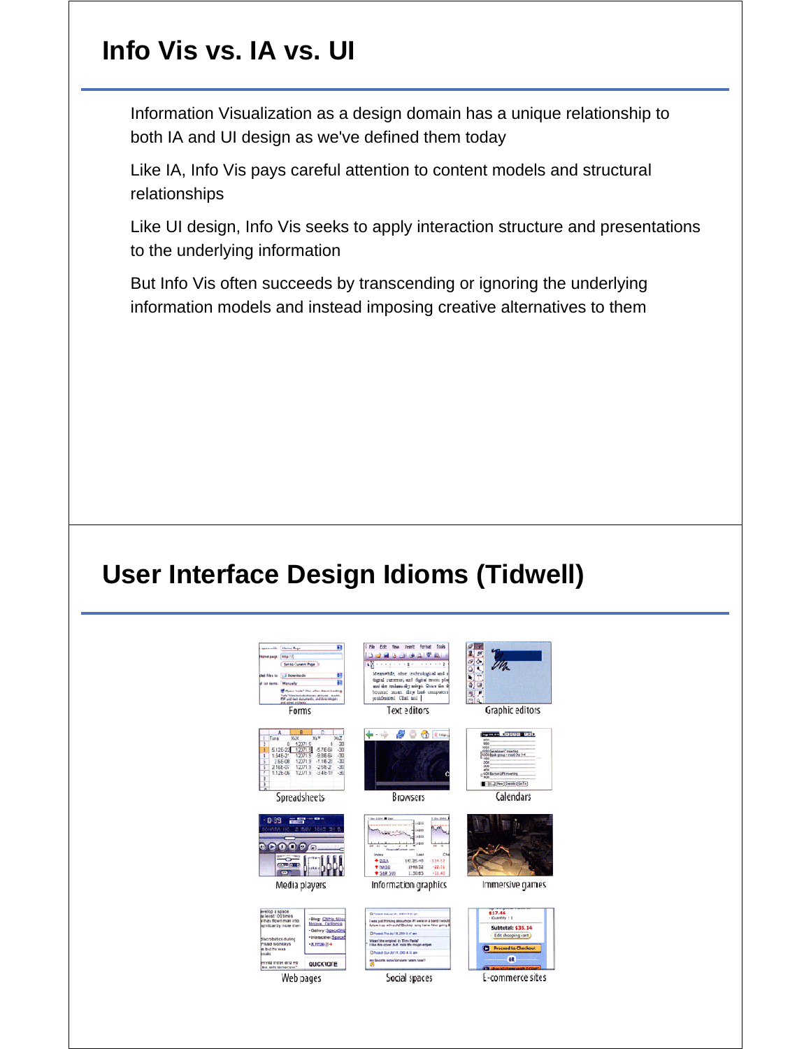# Info Vis vs. IA vs. UI

Information Visualization as a design domain has a unique relationship to both IA and UI design as we've defined them today

Like IA, Info Vis pays careful attention to content models and structural relationships

Like UI design, Info Vis seeks to apply interaction structure and presentations to the underlying information

But Info Vis often succeeds by transcending or ignoring the underlying information models and instead imposing creative alternatives to them

# User Interface Design Idioms (Tidwell)

Forms

Text editors

Graphic editors

Spreadsheets

Browsers

Calendars

Media players

Information graphics

Immersive games

Web pages

Social spaces

E-commerce sites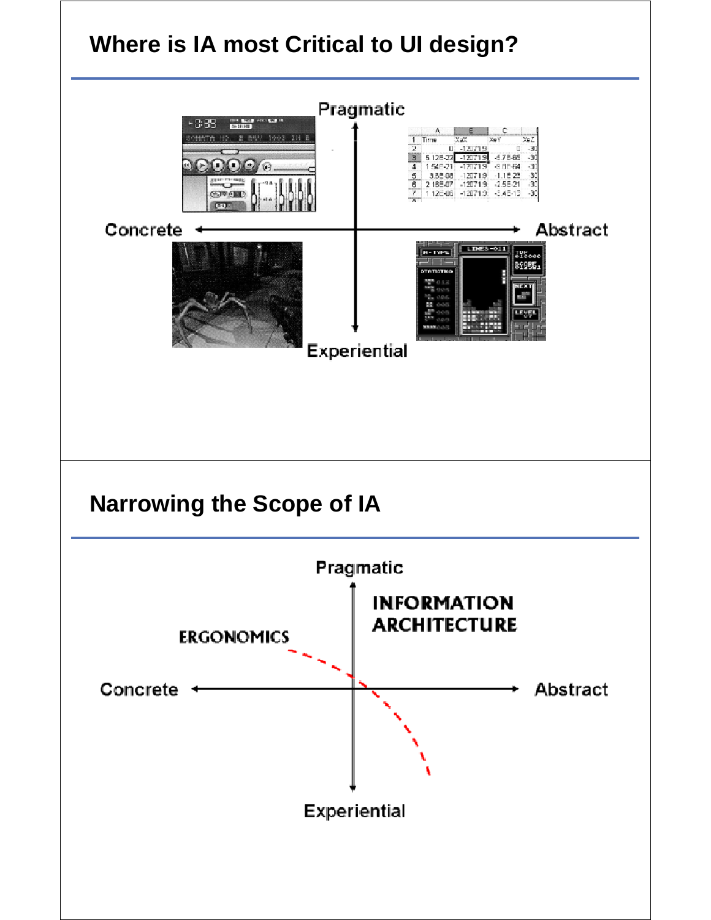## Where is IA most Critical to UI design?

Pragmatic

Concrete — Abstract

Experiential

## Narrowing the Scope of IA

Pragmatic

INFORMATION ARCHITECTURE

ERGONOMICS

Concrete — Abstract

Experiential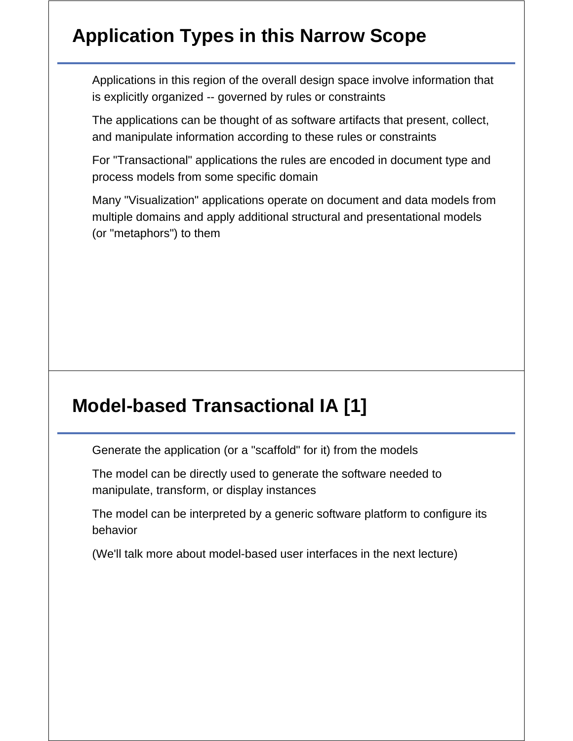## Application Types in this Narrow Scope

Applications in this region of the overall design space involve information that is explicitly organized -- governed by rules or constraints

The applications can be thought of as software artifacts that present, collect, and manipulate information according to these rules or constraints

For "Transactional" applications the rules are encoded in document type and process models from some specific domain

Many "Visualization" applications operate on document and data models from multiple domains and apply additional structural and presentational models (or "metaphors") to them

## Model-based Transactional IA [1]

Generate the application (or a "scaffold" for it) from the models

The model can be directly used to generate the software needed to manipulate, transform, or display instances

The model can be interpreted by a generic software platform to configure its behavior

(We'll talk more about model-based user interfaces in the next lecture)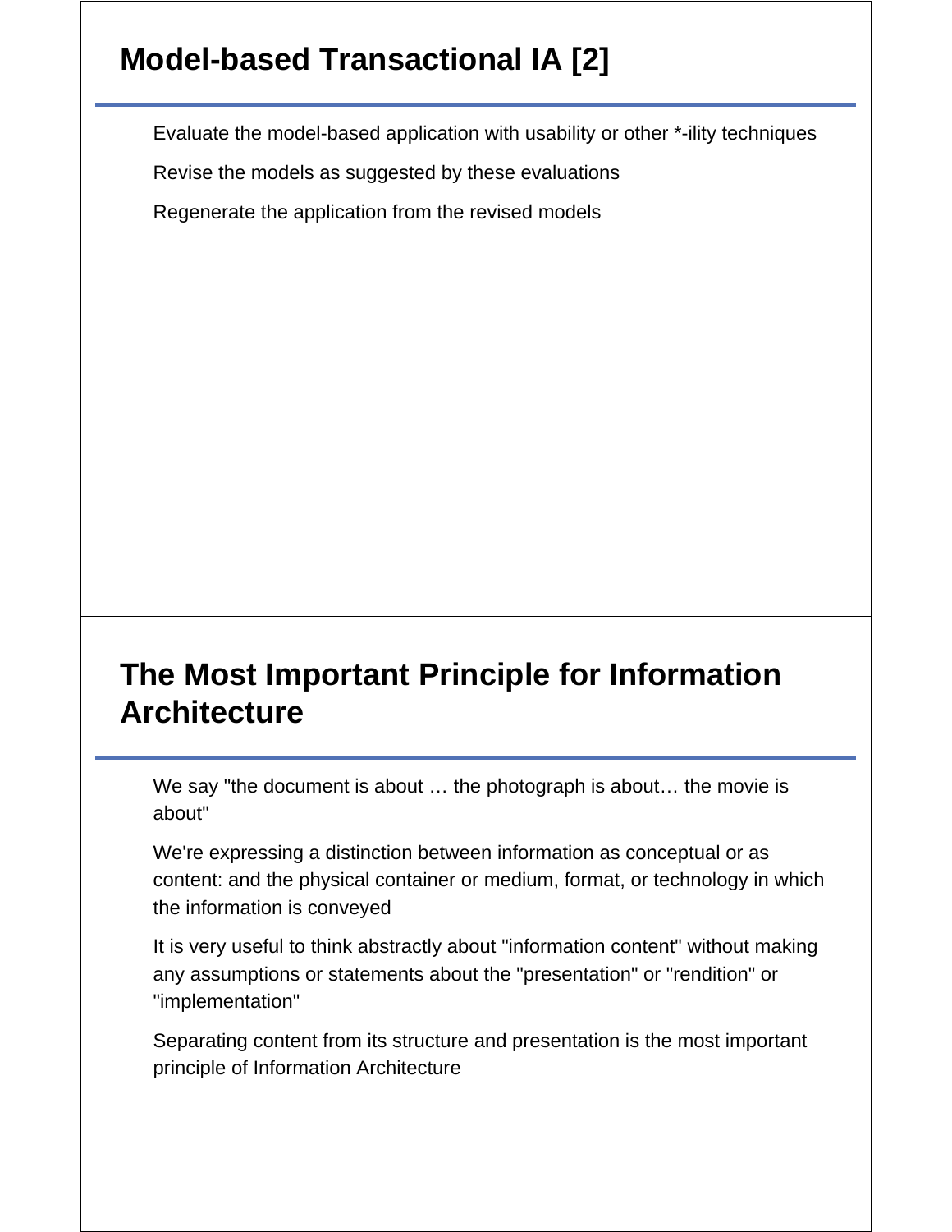## Model-based Transactional IA [2]

- Evaluate the model-based application with usability or other *-ility techniques
- Revise the models as suggested by these evaluations
- Regenerate the application from the revised models

## The Most Important Principle for Information Architecture

- We say "the document is about … the photograph is about… the movie is about"
- We're expressing a distinction between information as conceptual or as content: and the physical container or medium, format, or technology in which the information is conveyed
- It is very useful to think abstractly about "information content" without making any assumptions or statements about the "presentation" or "rendition" or "implementation"
- Separating content from its structure and presentation is the most important principle of Information Architecture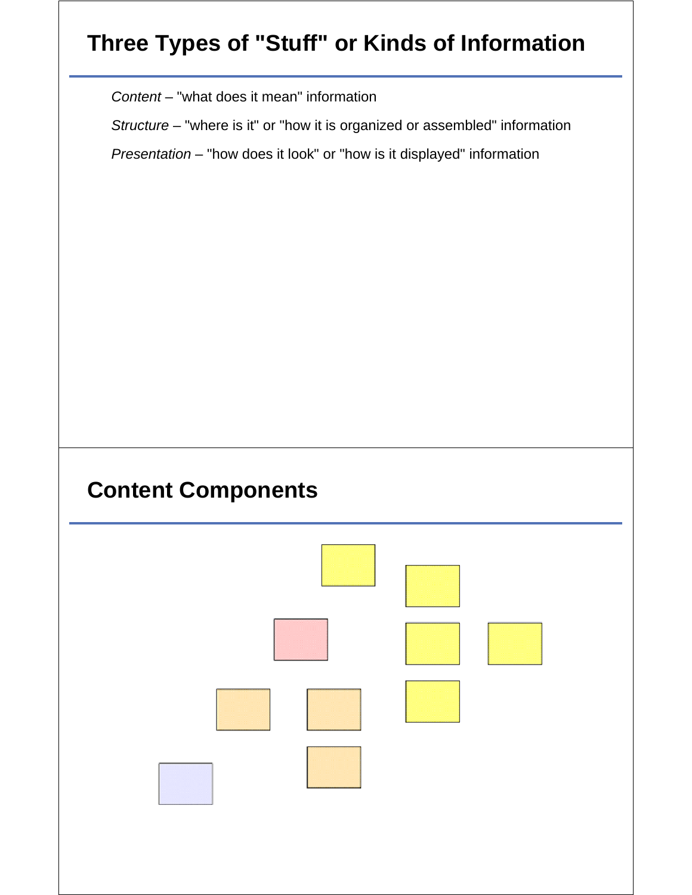# Three Types of "Stuff" or Kinds of Information

*Content* – "what does it mean" information

*Structure* – "where is it" or "how it is organized or assembled" information

*Presentation* – "how does it look" or "how is it displayed" information

# Content Components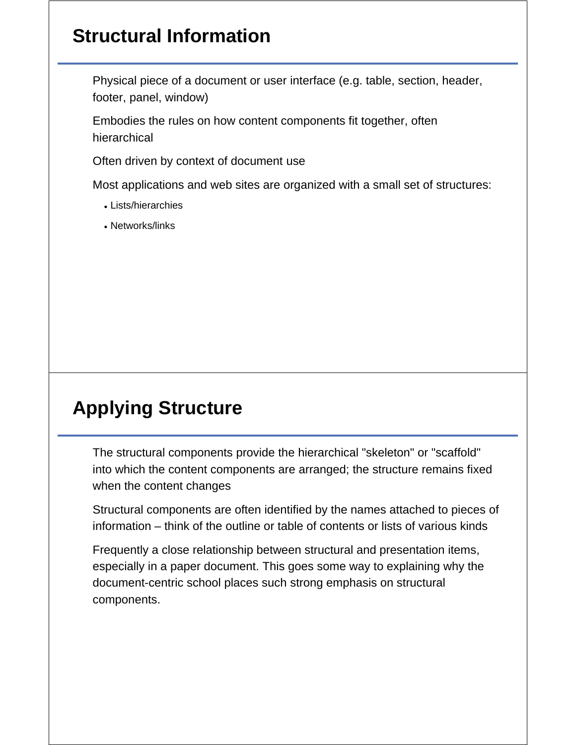## Structural Information

Physical piece of a document or user interface (e.g. table, section, header, footer, panel, window)

Embodies the rules on how content components fit together, often hierarchical

Often driven by context of document use

Most applications and web sites are organized with a small set of structures:

- Lists/hierarchies
- Networks/links

## Applying Structure

The structural components provide the hierarchical "skeleton" or "scaffold" into which the content components are arranged; the structure remains fixed when the content changes

Structural components are often identified by the names attached to pieces of information – think of the outline or table of contents or lists of various kinds

Frequently a close relationship between structural and presentation items, especially in a paper document. This goes some way to explaining why the document-centric school places such strong emphasis on structural components.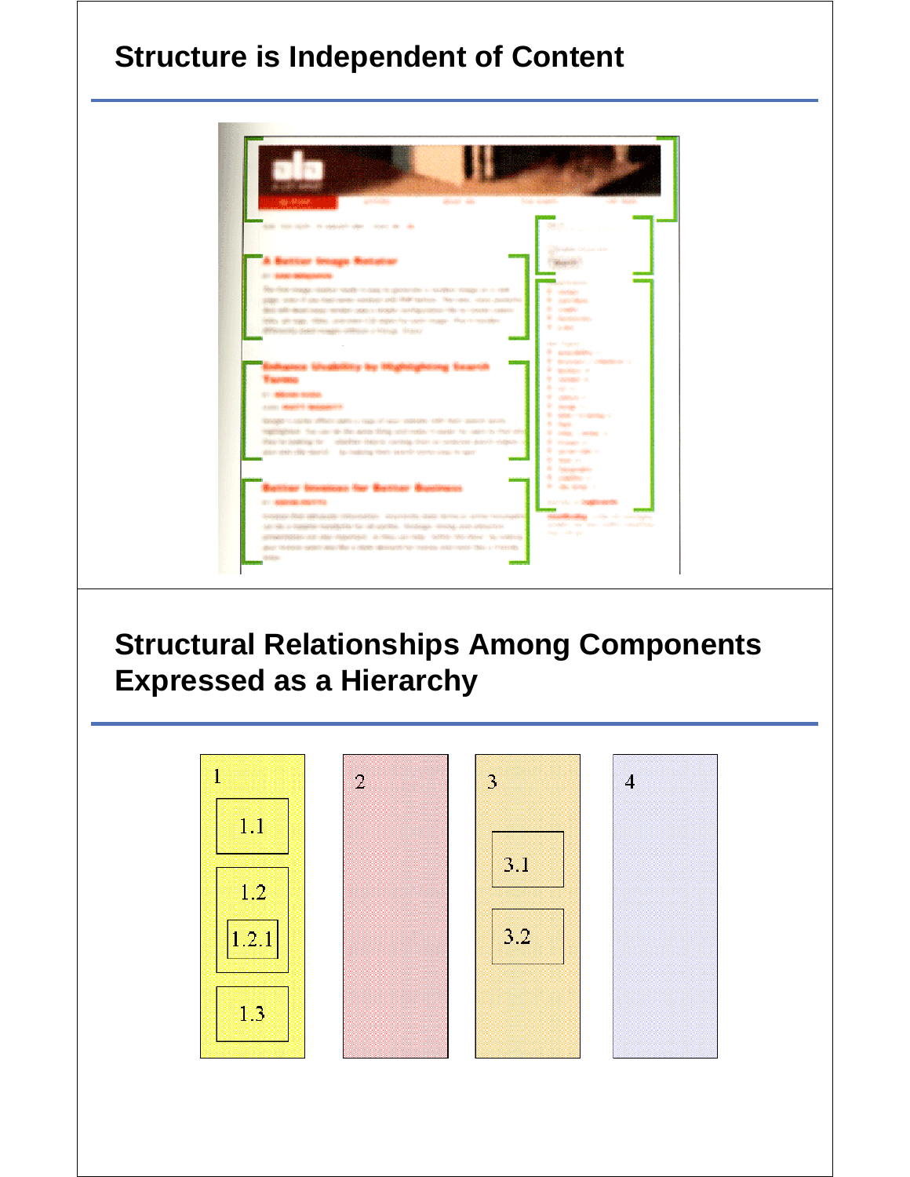## Structure is Independent of Content

## Structural Relationships Among Components Expressed as a Hierarchy

1

1.1

1.2

1.2.1

1.3

2

3

3.1

3.2

4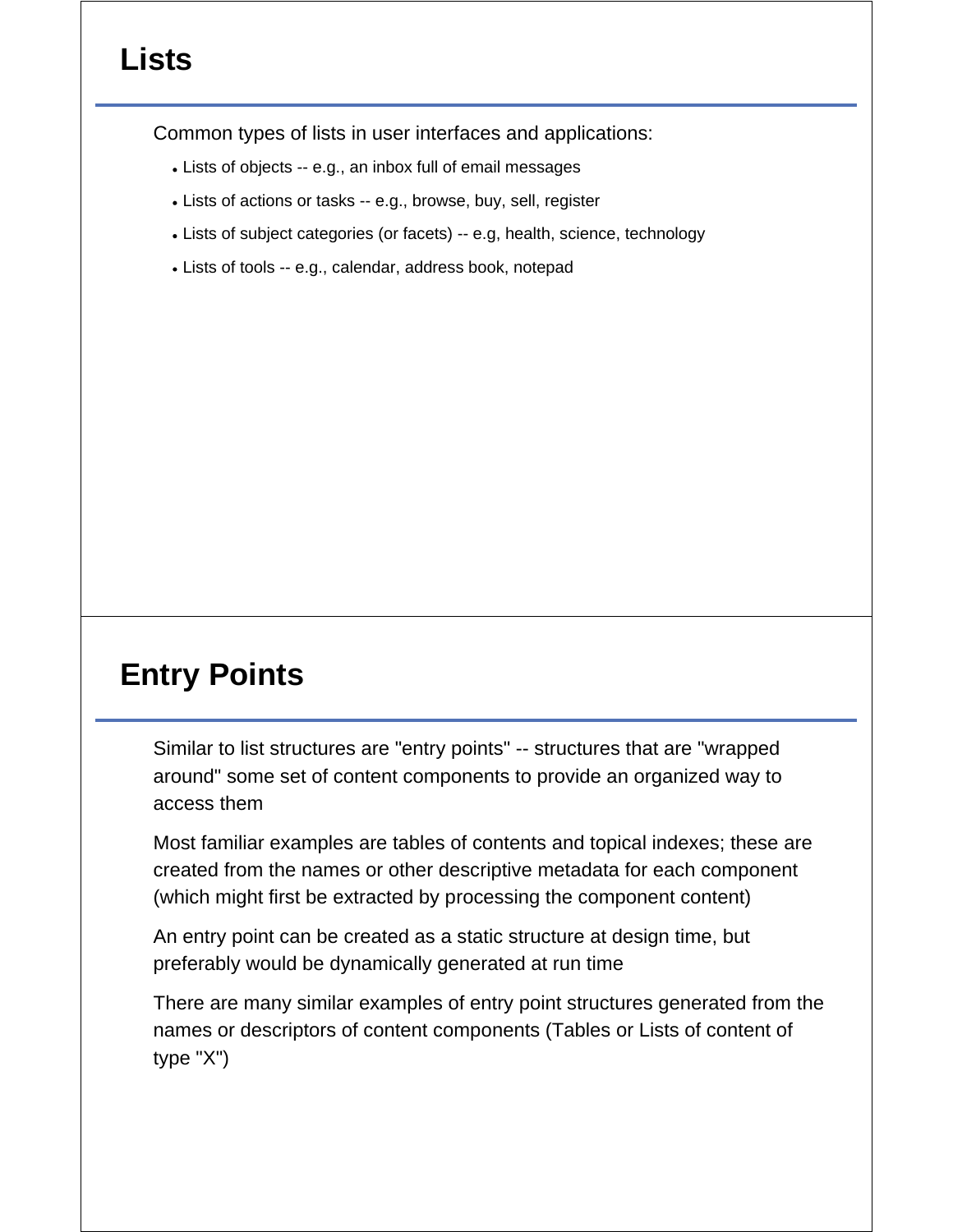## Lists

Common types of lists in user interfaces and applications:

- Lists of objects -- e.g., an inbox full of email messages
- Lists of actions or tasks -- e.g., browse, buy, sell, register
- Lists of subject categories (or facets) -- e.g, health, science, technology
- Lists of tools -- e.g., calendar, address book, notepad

## Entry Points

Similar to list structures are "entry points" -- structures that are "wrapped around" some set of content components to provide an organized way to access them

Most familiar examples are tables of contents and topical indexes; these are created from the names or other descriptive metadata for each component (which might first be extracted by processing the component content)

An entry point can be created as a static structure at design time, but preferably would be dynamically generated at run time

There are many similar examples of entry point structures generated from the names or descriptors of content components (Tables or Lists of content of type "X")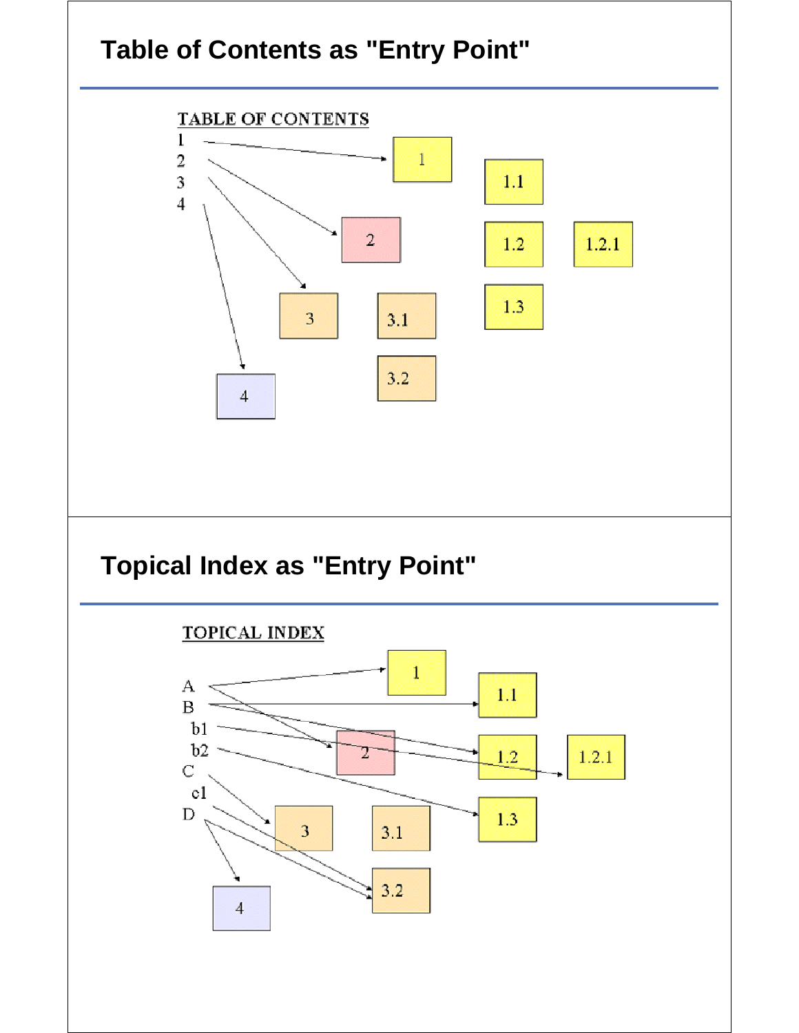## Table of Contents as "Entry Point"

TABLE OF CONTENTS

1
2
3
4

1 &nbsp; 1.1 &nbsp; 1.2 &nbsp; 1.2.1 &nbsp; 1.3 &nbsp; 2 &nbsp; 3 &nbsp; 3.1 &nbsp; 3.2 &nbsp; 4

## Topical Index as "Entry Point"

TOPICAL INDEX

A
B
b1
b2
C
c1
D

1 &nbsp; 1.1 &nbsp; 1.2 &nbsp; 1.2.1 &nbsp; 1.3 &nbsp; 2 &nbsp; 3 &nbsp; 3.1 &nbsp; 3.2 &nbsp; 4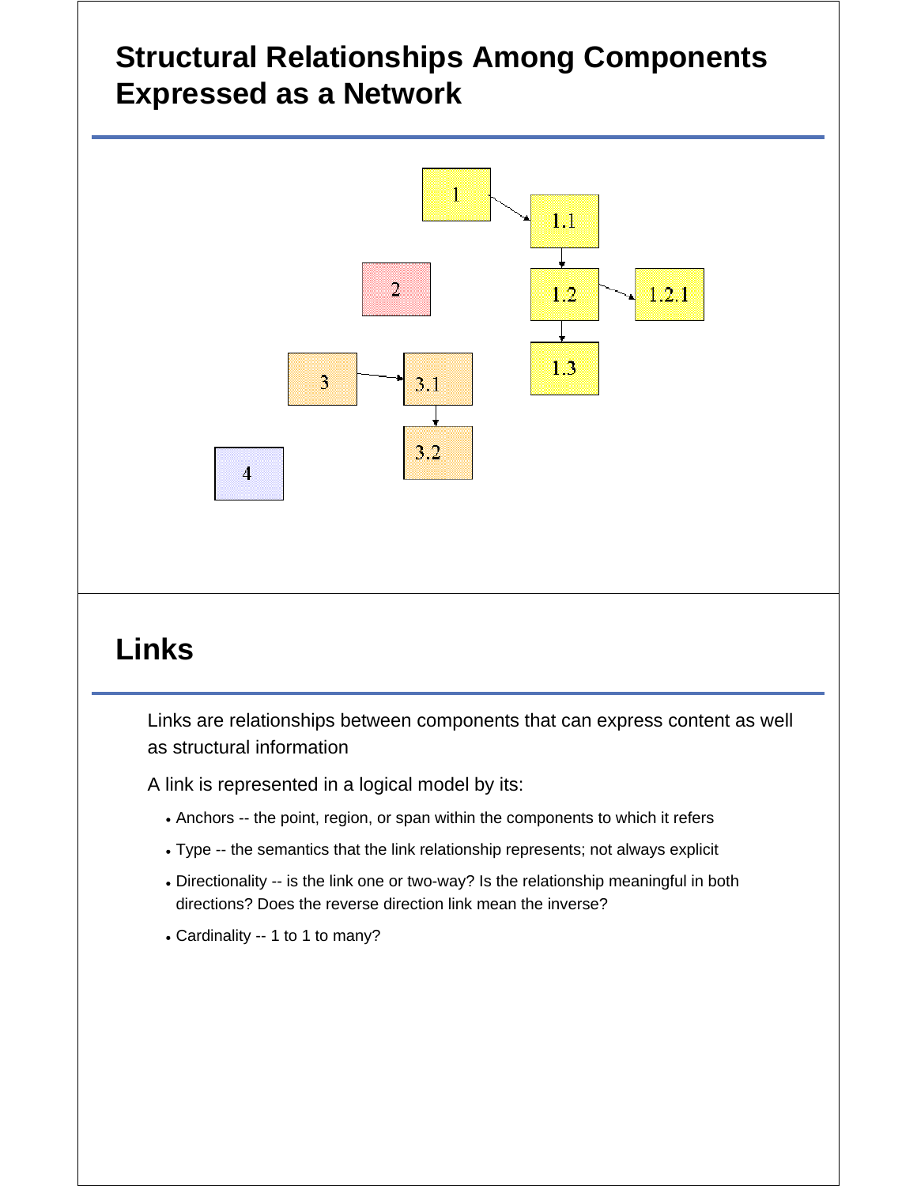## Structural Relationships Among Components Expressed as a Network

## Links

Links are relationships between components that can express content as well as structural information

A link is represented in a logical model by its:

- Anchors -- the point, region, or span within the components to which it refers
- Type -- the semantics that the link relationship represents; not always explicit
- Directionality -- is the link one or two-way? Is the relationship meaningful in both directions? Does the reverse direction link mean the inverse?
- Cardinality -- 1 to 1 to many?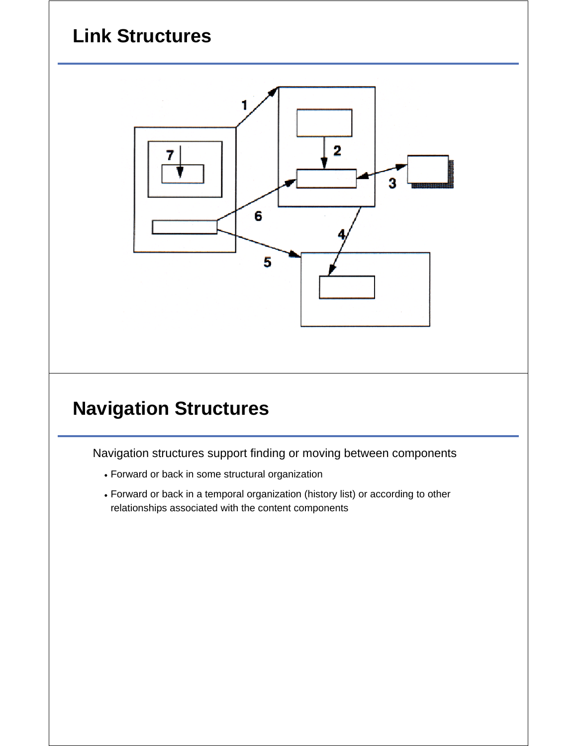## Link Structures

## Navigation Structures

Navigation structures support finding or moving between components

- Forward or back in some structural organization
- Forward or back in a temporal organization (history list) or according to other relationships associated with the content components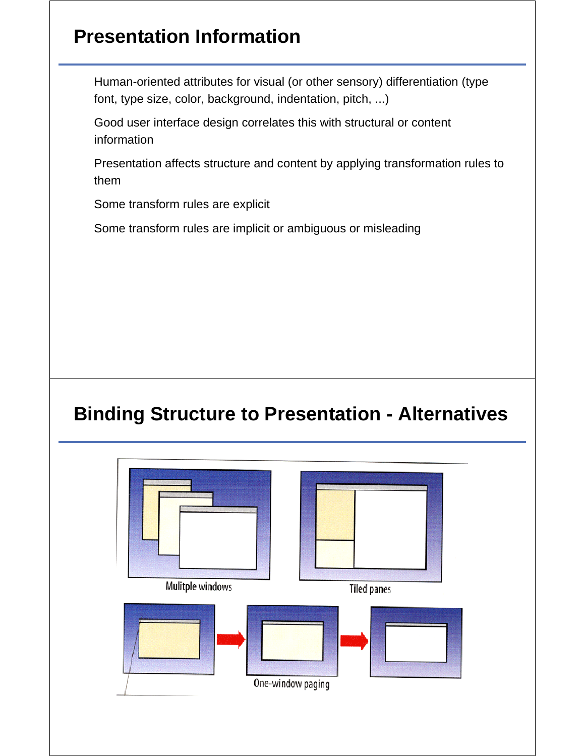# Presentation Information

Human-oriented attributes for visual (or other sensory) differentiation (type font, type size, color, background, indentation, pitch, ...)

Good user interface design correlates this with structural or content information

Presentation affects structure and content by applying transformation rules to them

Some transform rules are explicit

Some transform rules are implicit or ambiguous or misleading

# Binding Structure to Presentation - Alternatives

Mulitple windows

Tiled panes

One-window paging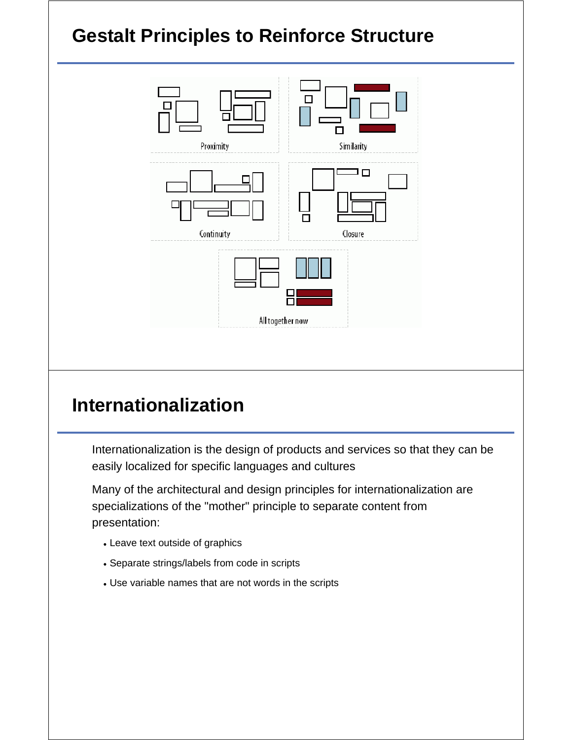## Gestalt Principles to Reinforce Structure

Proximity

Similarity

Continuity

Closure

All together now

## Internationalization

Internationalization is the design of products and services so that they can be easily localized for specific languages and cultures

Many of the architectural and design principles for internationalization are specializations of the "mother" principle to separate content from presentation:

- Leave text outside of graphics
- Separate strings/labels from code in scripts
- Use variable names that are not words in the scripts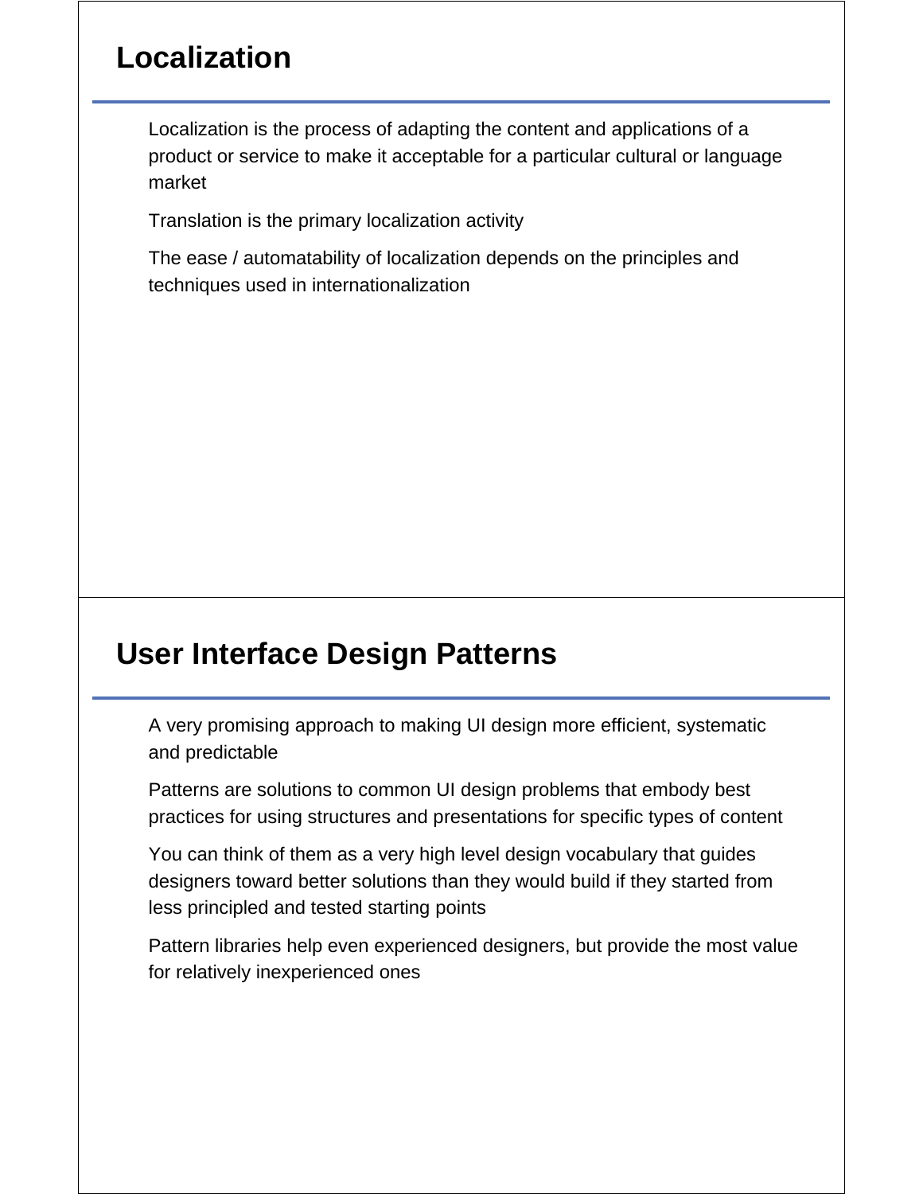## Localization

Localization is the process of adapting the content and applications of a product or service to make it acceptable for a particular cultural or language market

Translation is the primary localization activity

The ease / automatability of localization depends on the principles and techniques used in internationalization

## User Interface Design Patterns

A very promising approach to making UI design more efficient, systematic and predictable

Patterns are solutions to common UI design problems that embody best practices for using structures and presentations for specific types of content

You can think of them as a very high level design vocabulary that guides designers toward better solutions than they would build if they started from less principled and tested starting points

Pattern libraries help even experienced designers, but provide the most value for relatively inexperienced ones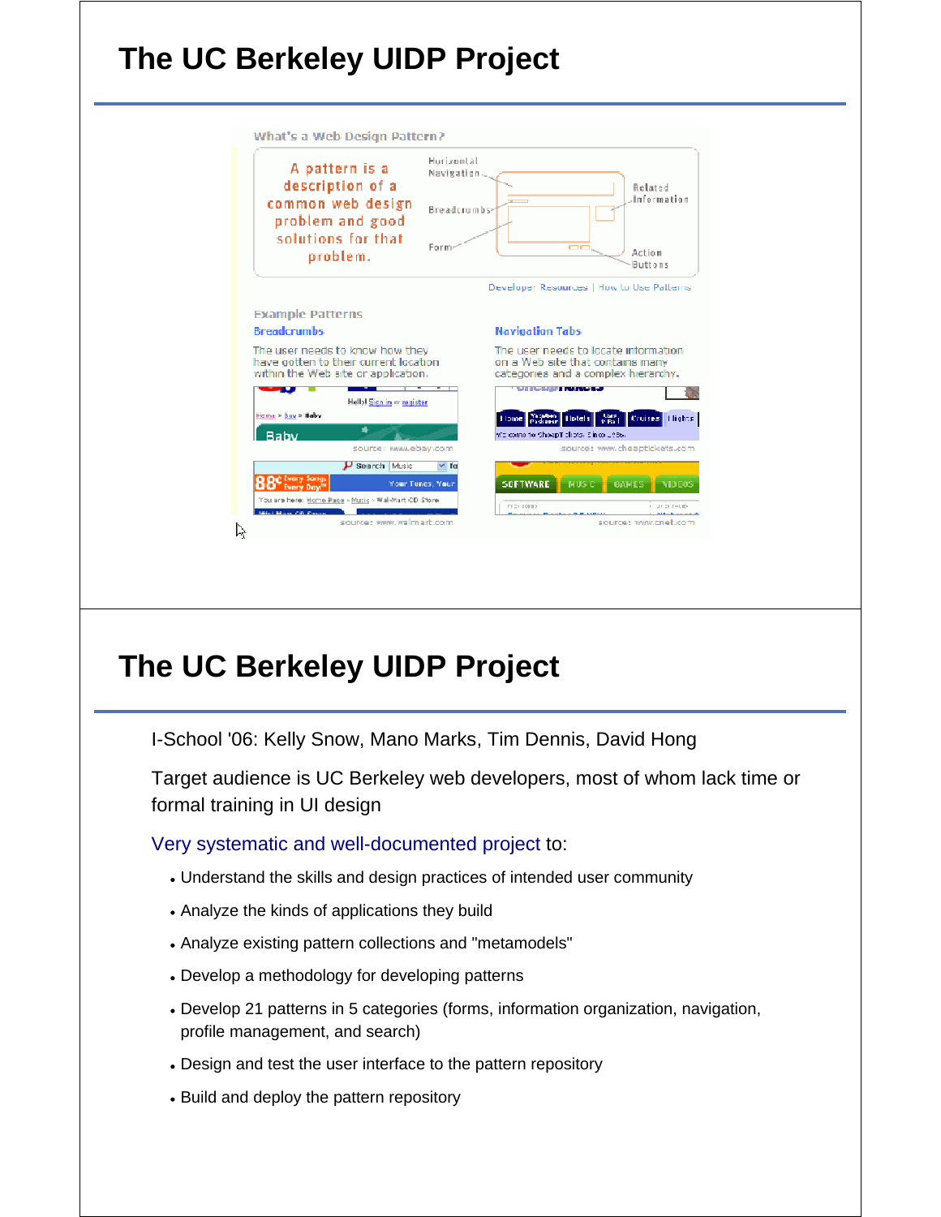# The UC Berkeley UIDP Project

What's a Web Design Pattern?

A pattern is a description of a common web design problem and good solutions for that problem.

Horizontal Navigation

Breadcrumbs

Form

Related Information

Action Buttons

Developer Resources | How to Use Patterns

Example Patterns

**Breadcrumbs**

The user needs to know how they have gotten to their current location within the Web site or application.

source: www.ebay.com

source: www.walmart.com

**Navigation Tabs**

The user needs to locate information on a Web site that contains many categories and a complex hierarchy.

source: www.cheaptickets.com

source: www.cnet.com

# The UC Berkeley UIDP Project

I-School '06: Kelly Snow, Mano Marks, Tim Dennis, David Hong

Target audience is UC Berkeley web developers, most of whom lack time or formal training in UI design

Very systematic and well-documented project to:

- Understand the skills and design practices of intended user community
- Analyze the kinds of applications they build
- Analyze existing pattern collections and "metamodels"
- Develop a methodology for developing patterns
- Develop 21 patterns in 5 categories (forms, information organization, navigation, profile management, and search)
- Design and test the user interface to the pattern repository
- Build and deploy the pattern repository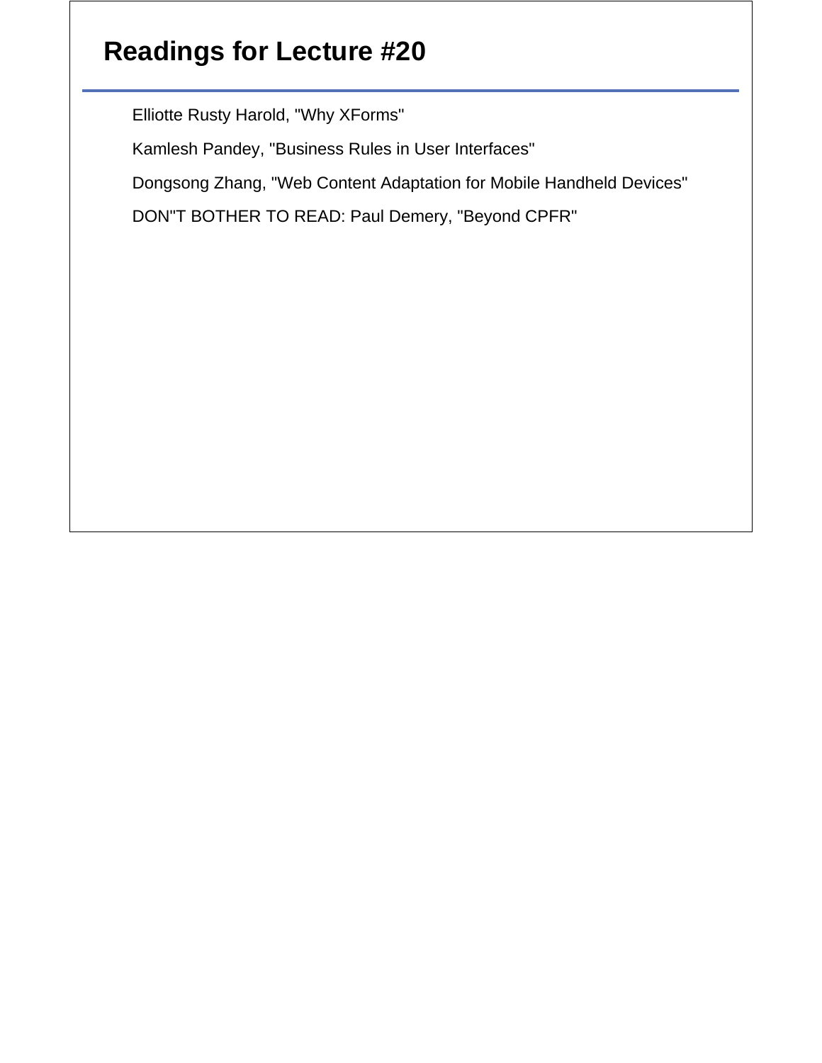# Readings for Lecture #20

Elliotte Rusty Harold, "Why XForms"

Kamlesh Pandey, "Business Rules in User Interfaces"

Dongsong Zhang, "Web Content Adaptation for Mobile Handheld Devices"

DON"T BOTHER TO READ: Paul Demery, "Beyond CPFR"